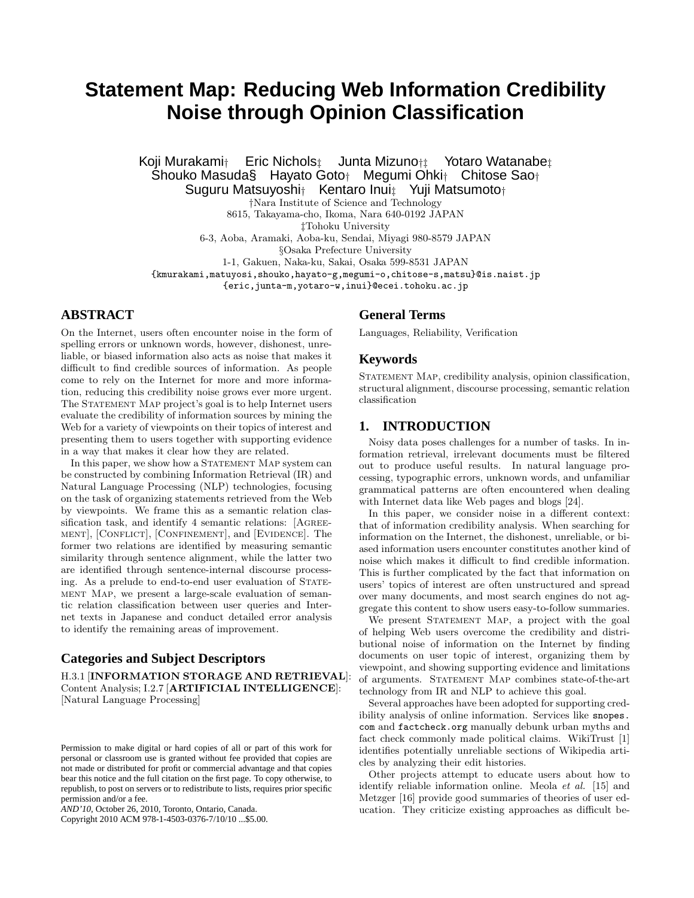# Statement Map: Reducing Web Information Credibility Noise through Opinion Classification

Koji Murakami† Eric Nichols‡ Junta Mizuno†‡ Yotaro Watanabe‡
Shouko Masuda§ Hayato Goto† Megumi Ohki† Chitose Sao†
Suguru Matsuyoshi† Kentaro Inui‡ Yuji Matsumoto†

†Nara Institute of Science and Technology
8615, Takayama-cho, Ikoma, Nara 640-0192 JAPAN
‡Tohoku University
6-3, Aoba, Aramaki, Aoba-ku, Sendai, Miyagi 980-8579 JAPAN
§Osaka Prefecture University
1-1, Gakuen, Naka-ku, Sakai, Osaka 599-8531 JAPAN
{kmurakami,matuyosi,shouko,hayato-g,megumi-o,chitose-s,matsu}@is.naist.jp
{eric,junta-m,yotaro-w,inui}@ecei.tohoku.ac.jp

## ABSTRACT

On the Internet, users often encounter noise in the form of spelling errors or unknown words, however, dishonest, unreliable, or biased information also acts as noise that makes it difficult to find credible sources of information. As people come to rely on the Internet for more and more information, reducing this credibility noise grows ever more urgent. The Statement Map project's goal is to help Internet users evaluate the credibility of information sources by mining the Web for a variety of viewpoints on their topics of interest and presenting them to users together with supporting evidence in a way that makes it clear how they are related.

In this paper, we show how a Statement Map system can be constructed by combining Information Retrieval (IR) and Natural Language Processing (NLP) technologies, focusing on the task of organizing statements retrieved from the Web by viewpoints. We frame this as a semantic relation classification task, and identify 4 semantic relations: [Agreement], [Conflict], [Confinement], and [Evidence]. The former two relations are identified by measuring semantic similarity through sentence alignment, while the latter two are identified through sentence-internal discourse processing. As a prelude to end-to-end user evaluation of Statement Map, we present a large-scale evaluation of semantic relation classification between user queries and Internet texts in Japanese and conduct detailed error analysis to identify the remaining areas of improvement.

## Categories and Subject Descriptors

H.3.1 [**INFORMATION STORAGE AND RETRIEVAL**]: Content Analysis; I.2.7 [**ARTIFICIAL INTELLIGENCE**]: [Natural Language Processing]

## General Terms

Languages, Reliability, Verification

## Keywords

Statement Map, credibility analysis, opinion classification, structural alignment, discourse processing, semantic relation classification

## 1. INTRODUCTION

Noisy data poses challenges for a number of tasks. In information retrieval, irrelevant documents must be filtered out to produce useful results. In natural language processing, typographic errors, unknown words, and unfamiliar grammatical patterns are often encountered when dealing with Internet data like Web pages and blogs [24].

In this paper, we consider noise in a different context: that of information credibility analysis. When searching for information on the Internet, the dishonest, unreliable, or biased information users encounter constitutes another kind of noise which makes it difficult to find credible information. This is further complicated by the fact that information on users' topics of interest are often unstructured and spread over many documents, and most search engines do not aggregate this content to show users easy-to-follow summaries.

We present Statement Map, a project with the goal of helping Web users overcome the credibility and distributional noise of information on the Internet by finding documents on user topic of interest, organizing them by viewpoint, and showing supporting evidence and limitations of arguments. Statement Map combines state-of-the-art technology from IR and NLP to achieve this goal.

Several approaches have been adopted for supporting credibility analysis of online information. Services like snopes.com and factcheck.org manually debunk urban myths and fact check commonly made political claims. WikiTrust [1] identifies potentially unreliable sections of Wikipedia articles by analyzing their edit histories.

Other projects attempt to educate users about how to identify reliable information online. Meola *et al.* [15] and Metzger [16] provide good summaries of theories of user education. They criticize existing approaches as difficult be-

Permission to make digital or hard copies of all or part of this work for personal or classroom use is granted without fee provided that copies are not made or distributed for profit or commercial advantage and that copies bear this notice and the full citation on the first page. To copy otherwise, to republish, to post on servers or to redistribute to lists, requires prior specific permission and/or a fee.
*AND'10,* October 26, 2010, Toronto, Ontario, Canada.
Copyright 2010 ACM 978-1-4503-0376-7/10/10 ...$5.00.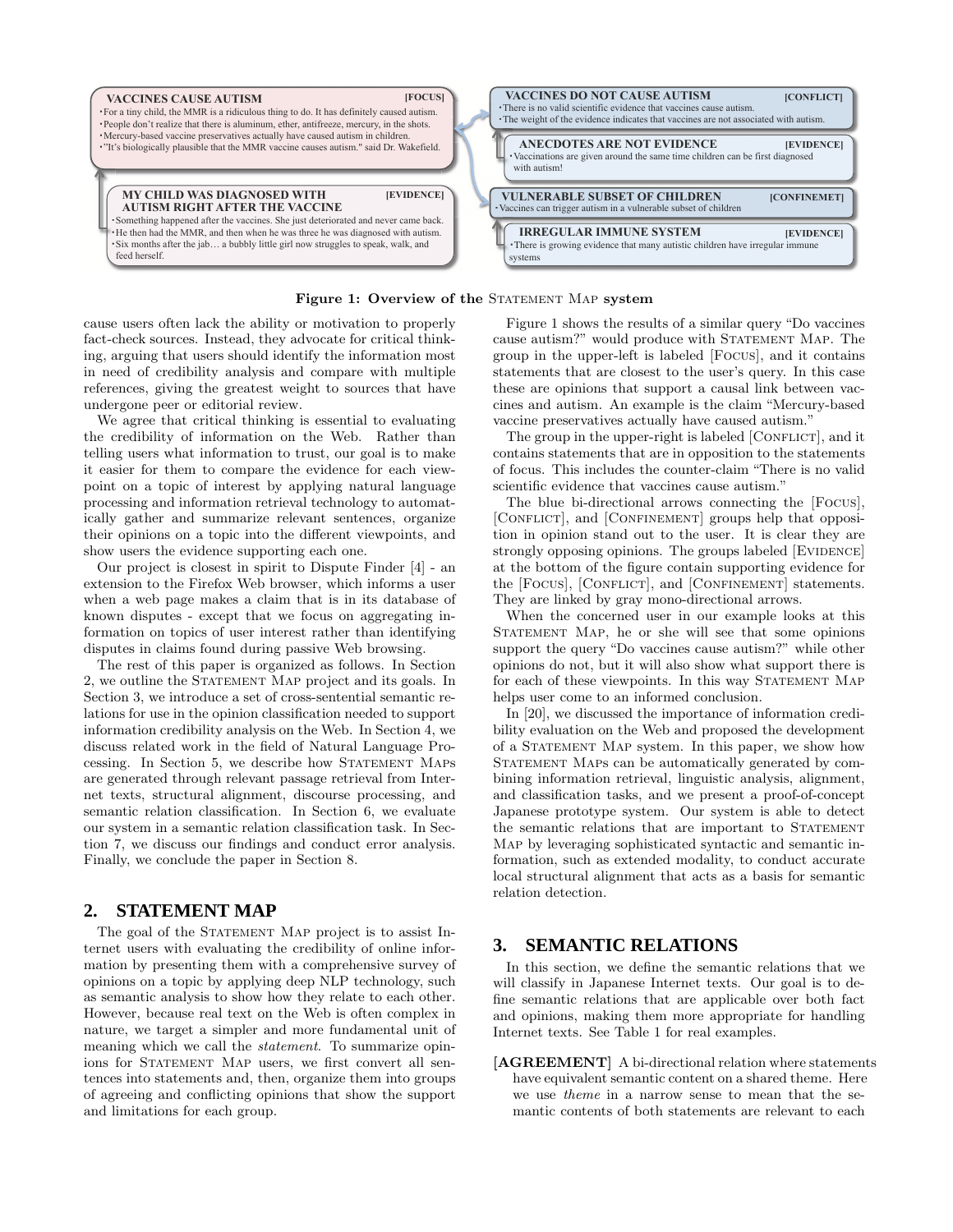**VACCINES CAUSE AUTISM** [FOCUS]
・For a tiny child, the MMR is a ridiculous thing to do. It has definitely caused autism.
・People don't realize that there is aluminum, ether, antifreeze, mercury, in the shots.
・Mercury-based vaccine preservatives actually have caused autism in children.
・"It's biologically plausible that the MMR vaccine causes autism." said Dr. Wakefield.

**MY CHILD WAS DIAGNOSED WITH AUTISM RIGHT AFTER THE VACCINE** [EVIDENCE]
・Something happened after the vaccines. She just deteriorated and never came back.
・He then had the MMR, and then when he was three he was diagnosed with autism.
・Six months after the jab… a bubbly little girl now struggles to speak, walk, and feed herself.

**VACCINES DO NOT CAUSE AUTISM** [CONFLICT]
・There is no valid scientific evidence that vaccines cause autism.
・The weight of the evidence indicates that vaccines are not associated with autism.

**ANECDOTES ARE NOT EVIDENCE** [EVIDENCE]
・Vaccinations are given around the same time children can be first diagnosed with autism!

**VULNERABLE SUBSET OF CHILDREN** [CONFINEMET]
・Vaccines can trigger autism in a vulnerable subset of children

**IRREGULAR IMMUNE SYSTEM** [EVIDENCE]
・There is growing evidence that many autistic children have irregular immune systems

**Figure 1: Overview of the Statement Map system**

cause users often lack the ability or motivation to properly fact-check sources. Instead, they advocate for critical thinking, arguing that users should identify the information most in need of credibility analysis and compare with multiple references, giving the greatest weight to sources that have undergone peer or editorial review.

We agree that critical thinking is essential to evaluating the credibility of information on the Web. Rather than telling users what information to trust, our goal is to make it easier for them to compare the evidence for each viewpoint on a topic of interest by applying natural language processing and information retrieval technology to automatically gather and summarize relevant sentences, organize their opinions on a topic into the different viewpoints, and show users the evidence supporting each one.

Our project is closest in spirit to Dispute Finder [4] - an extension to the Firefox Web browser, which informs a user when a web page makes a claim that is in its database of known disputes - except that we focus on aggregating information on topics of user interest rather than identifying disputes in claims found during passive Web browsing.

The rest of this paper is organized as follows. In Section 2, we outline the Statement Map project and its goals. In Section 3, we introduce a set of cross-sentential semantic relations for use in the opinion classification needed to support information credibility analysis on the Web. In Section 4, we discuss related work in the field of Natural Language Processing. In Section 5, we describe how Statement Maps are generated through relevant passage retrieval from Internet texts, structural alignment, discourse processing, and semantic relation classification. In Section 6, we evaluate our system in a semantic relation classification task. In Section 7, we discuss our findings and conduct error analysis. Finally, we conclude the paper in Section 8.

## 2. STATEMENT MAP

The goal of the Statement Map project is to assist Internet users with evaluating the credibility of online information by presenting them with a comprehensive survey of opinions on a topic by applying deep NLP technology, such as semantic analysis to show how they relate to each other. However, because real text on the Web is often complex in nature, we target a simpler and more fundamental unit of meaning which we call the *statement*. To summarize opinions for Statement Map users, we first convert all sentences into statements and, then, organize them into groups of agreeing and conflicting opinions that show the support and limitations for each group.

Figure 1 shows the results of a similar query "Do vaccines cause autism?" would produce with Statement Map. The group in the upper-left is labeled [Focus], and it contains statements that are closest to the user's query. In this case these are opinions that support a causal link between vaccines and autism. An example is the claim "Mercury-based vaccine preservatives actually have caused autism."

The group in the upper-right is labeled [Conflict], and it contains statements that are in opposition to the statements of focus. This includes the counter-claim "There is no valid scientific evidence that vaccines cause autism."

The blue bi-directional arrows connecting the [Focus], [Conflict], and [Confinement] groups help that opposition in opinion stand out to the user. It is clear they are strongly opposing opinions. The groups labeled [Evidence] at the bottom of the figure contain supporting evidence for the [Focus], [Conflict], and [Confinement] statements. They are linked by gray mono-directional arrows.

When the concerned user in our example looks at this Statement Map, he or she will see that some opinions support the query "Do vaccines cause autism?" while other opinions do not, but it will also show what support there is for each of these viewpoints. In this way Statement Map helps user come to an informed conclusion.

In [20], we discussed the importance of information credibility evaluation on the Web and proposed the development of a Statement Map system. In this paper, we show how Statement Maps can be automatically generated by combining information retrieval, linguistic analysis, alignment, and classification tasks, and we present a proof-of-concept Japanese prototype system. Our system is able to detect the semantic relations that are important to Statement Map by leveraging sophisticated syntactic and semantic information, such as extended modality, to conduct accurate local structural alignment that acts as a basis for semantic relation detection.

## 3. SEMANTIC RELATIONS

In this section, we define the semantic relations that we will classify in Japanese Internet texts. Our goal is to define semantic relations that are applicable over both fact and opinions, making them more appropriate for handling Internet texts. See Table 1 for real examples.

**[AGREEMENT]** A bi-directional relation where statements have equivalent semantic content on a shared theme. Here we use *theme* in a narrow sense to mean that the semantic contents of both statements are relevant to each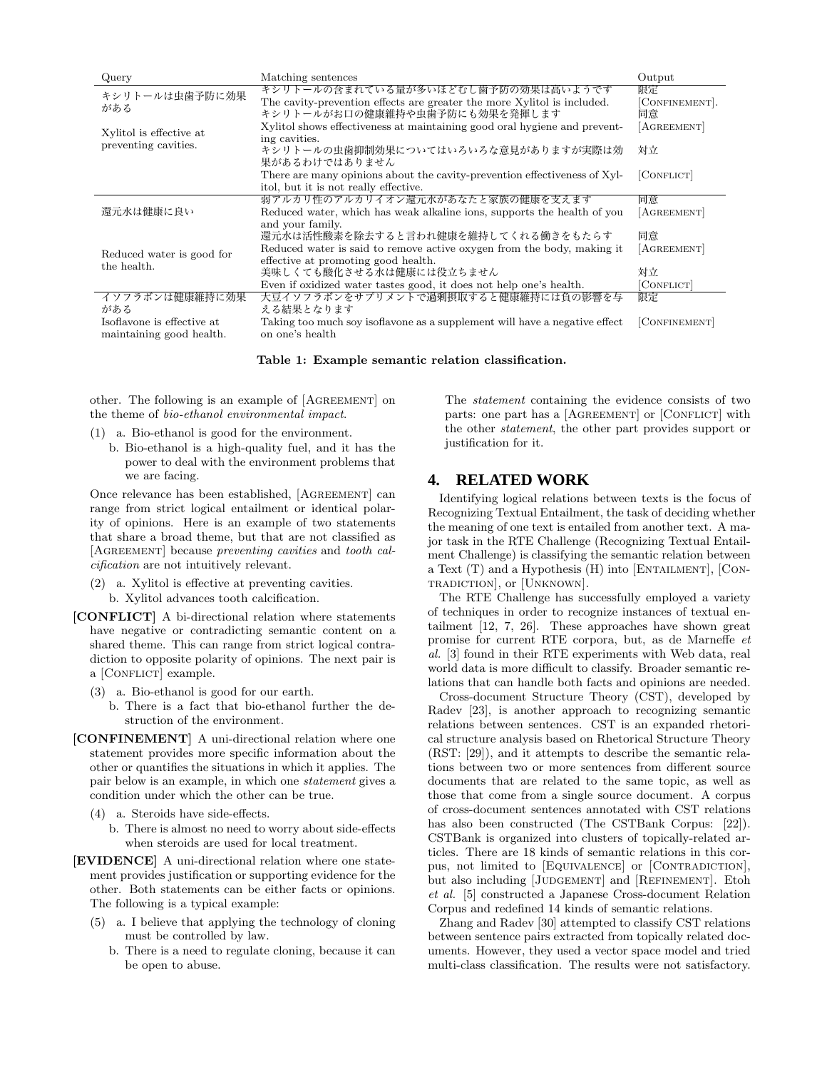| Query | Matching sentences | Output |
|---|---|---|
| キシリトールは虫歯予防に効果がある Xylitol is effective at preventing cavities. | キシリトールの含まれている量が多いほどむし歯予防の効果は高いようです The cavity-prevention effects are greater the more Xylitol is included. | 限定 [CONFINEMENT]. |
| | キシリトールがお口の健康維持や虫歯予防にも効果を発揮します Xylitol shows effectiveness at maintaining good oral hygiene and preventing cavities. | 同意 [AGREEMENT] |
| | キシリトールの虫歯抑制効果についてはいろいろな意見がありますが実際は効果があるわけではありません There are many opinions about the cavity-prevention effectiveness of Xylitol, but it is not really effective. | 対立 [CONFLICT] |
| 還元水は健康に良い Reduced water is good for the health. | 弱アルカリ性のアルカリイオン還元水があなたと家族の健康を支えます Reduced water, which has weak alkaline ions, supports the health of you and your family. | 同意 [AGREEMENT] |
| | 還元水は活性酸素を除去すると言われ健康を維持してくれる働きをもたらす Reduced water is said to remove active oxygen from the body, making it effective at promoting good health. | 同意 [AGREEMENT] |
| | 美味しくても酸化させる水は健康には役立ちません Even if oxidized water tastes good, it does not help one's health. | 対立 [CONFLICT] |
| イソフラボンは健康維持に効果がある Isoflavone is effective at maintaining good health. | 大豆イソフラボンをサプリメントで過剰摂取すると健康維持には負の影響を与える結果となります Taking too much soy isoflavone as a supplement will have a negative effect on one's health | 限定 [CONFINEMENT] |

**Table 1: Example semantic relation classification.**

other. The following is an example of [AGREEMENT] on the theme of *bio-ethanol environmental impact*.

(1) a. Bio-ethanol is good for the environment.
  b. Bio-ethanol is a high-quality fuel, and it has the power to deal with the environment problems that we are facing.

Once relevance has been established, [AGREEMENT] can range from strict logical entailment or identical polarity of opinions. Here is an example of two statements that share a broad theme, but that are not classified as [AGREEMENT] because *preventing cavities* and *tooth calcification* are not intuitively relevant.

(2) a. Xylitol is effective at preventing cavities.
  b. Xylitol advances tooth calcification.

**[CONFLICT]** A bi-directional relation where statements have negative or contradicting semantic content on a shared theme. This can range from strict logical contradiction to opposite polarity of opinions. The next pair is a [CONFLICT] example.

(3) a. Bio-ethanol is good for our earth.
  b. There is a fact that bio-ethanol further the destruction of the environment.

**[CONFINEMENT]** A uni-directional relation where one statement provides more specific information about the other or quantifies the situations in which it applies. The pair below is an example, in which one *statement* gives a condition under which the other can be true.

(4) a. Steroids have side-effects.
  b. There is almost no need to worry about side-effects when steroids are used for local treatment.

**[EVIDENCE]** A uni-directional relation where one statement provides justification or supporting evidence for the other. Both statements can be either facts or opinions. The following is a typical example:

(5) a. I believe that applying the technology of cloning must be controlled by law.
  b. There is a need to regulate cloning, because it can be open to abuse.

The *statement* containing the evidence consists of two parts: one part has a [AGREEMENT] or [CONFLICT] with the other *statement*, the other part provides support or justification for it.

## 4. RELATED WORK

Identifying logical relations between texts is the focus of Recognizing Textual Entailment, the task of deciding whether the meaning of one text is entailed from another text. A major task in the RTE Challenge (Recognizing Textual Entailment Challenge) is classifying the semantic relation between a Text (T) and a Hypothesis (H) into [ENTAILMENT], [CONTRADICTION], or [UNKNOWN].

The RTE Challenge has successfully employed a variety of techniques in order to recognize instances of textual entailment [12, 7, 26]. These approaches have shown great promise for current RTE corpora, but, as de Marneffe *et al.* [3] found in their RTE experiments with Web data, real world data is more difficult to classify. Broader semantic relations that can handle both facts and opinions are needed.

Cross-document Structure Theory (CST), developed by Radev [23], is another approach to recognizing semantic relations between sentences. CST is an expanded rhetorical structure analysis based on Rhetorical Structure Theory (RST: [29]), and it attempts to describe the semantic relations between two or more sentences from different source documents that are related to the same topic, as well as those that come from a single source document. A corpus of cross-document sentences annotated with CST relations has also been constructed (The CSTBank Corpus: [22]). CSTBank is organized into clusters of topically-related articles. There are 18 kinds of semantic relations in this corpus, not limited to [EQUIVALENCE] or [CONTRADICTION], but also including [JUDGEMENT] and [REFINEMENT]. Etoh *et al.* [5] constructed a Japanese Cross-document Relation Corpus and redefined 14 kinds of semantic relations.

Zhang and Radev [30] attempted to classify CST relations between sentence pairs extracted from topically related documents. However, they used a vector space model and tried multi-class classification. The results were not satisfactory.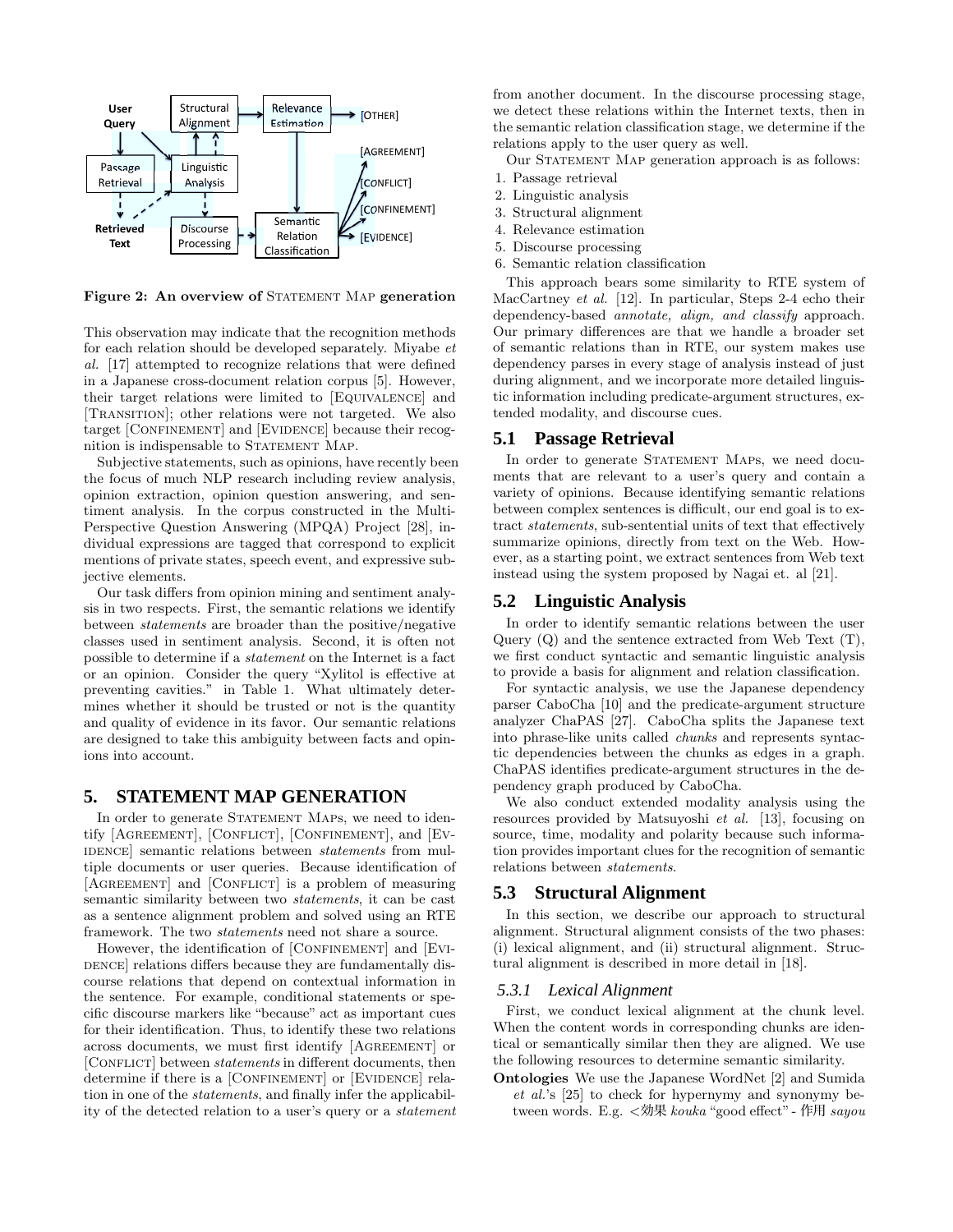User Query
Structural Alignment
Relevance Estimation
[OTHER]
Passage Retrieval
Linguistic Analysis
[AGREEMENT]
[CONFLICT]
[CONFINEMENT]
Retrieved Text
Discourse Processing
Semantic Relation Classification
[EVIDENCE]

**Figure 2: An overview of STATEMENT MAP generation**

This observation may indicate that the recognition methods for each relation should be developed separately. Miyabe *et al.* [17] attempted to recognize relations that were defined in a Japanese cross-document relation corpus [5]. However, their target relations were limited to [EQUIVALENCE] and [TRANSITION]; other relations were not targeted. We also target [CONFINEMENT] and [EVIDENCE] because their recognition is indispensable to STATEMENT MAP.

Subjective statements, such as opinions, have recently been the focus of much NLP research including review analysis, opinion extraction, opinion question answering, and sentiment analysis. In the corpus constructed in the Multi-Perspective Question Answering (MPQA) Project [28], individual expressions are tagged that correspond to explicit mentions of private states, speech event, and expressive subjective elements.

Our task differs from opinion mining and sentiment analysis in two respects. First, the semantic relations we identify between *statements* are broader than the positive/negative classes used in sentiment analysis. Second, it is often not possible to determine if a *statement* on the Internet is a fact or an opinion. Consider the query "Xylitol is effective at preventing cavities." in Table 1. What ultimately determines whether it should be trusted or not is the quantity and quality of evidence in its favor. Our semantic relations are designed to take this ambiguity between facts and opinions into account.

# 5. STATEMENT MAP GENERATION

In order to generate STATEMENT MAPS, we need to identify [AGREEMENT], [CONFLICT], [CONFINEMENT], and [EVIDENCE] semantic relations between *statements* from multiple documents or user queries. Because identification of [AGREEMENT] and [CONFLICT] is a problem of measuring semantic similarity between two *statements*, it can be cast as a sentence alignment problem and solved using an RTE framework. The two *statements* need not share a source.

However, the identification of [CONFINEMENT] and [EVIDENCE] relations differs because they are fundamentally discourse relations that depend on contextual information in the sentence. For example, conditional statements or specific discourse markers like "because" act as important cues for their identification. Thus, to identify these two relations across documents, we must first identify [AGREEMENT] or [CONFLICT] between *statements* in different documents, then determine if there is a [CONFINEMENT] or [EVIDENCE] relation in one of the *statements*, and finally infer the applicability of the detected relation to a user's query or a *statement* from another document. In the discourse processing stage, we detect these relations within the Internet texts, then in the semantic relation classification stage, we determine if the relations apply to the user query as well.

Our STATEMENT MAP generation approach is as follows:

1. Passage retrieval
2. Linguistic analysis
3. Structural alignment
4. Relevance estimation
5. Discourse processing
6. Semantic relation classification

This approach bears some similarity to RTE system of MacCartney *et al.* [12]. In particular, Steps 2-4 echo their dependency-based *annotate, align, and classify* approach. Our primary differences are that we handle a broader set of semantic relations than in RTE, our system makes use dependency parses in every stage of analysis instead of just during alignment, and we incorporate more detailed linguistic information including predicate-argument structures, extended modality, and discourse cues.

## 5.1 Passage Retrieval

In order to generate STATEMENT MAPS, we need documents that are relevant to a user's query and contain a variety of opinions. Because identifying semantic relations between complex sentences is difficult, our end goal is to extract *statements*, sub-sentential units of text that effectively summarize opinions, directly from text on the Web. However, as a starting point, we extract sentences from Web text instead using the system proposed by Nagai et. al [21].

## 5.2 Linguistic Analysis

In order to identify semantic relations between the user Query (Q) and the sentence extracted from Web Text (T), we first conduct syntactic and semantic linguistic analysis to provide a basis for alignment and relation classification.

For syntactic analysis, we use the Japanese dependency parser CaboCha [10] and the predicate-argument structure analyzer ChaPAS [27]. CaboCha splits the Japanese text into phrase-like units called *chunks* and represents syntactic dependencies between the chunks as edges in a graph. ChaPAS identifies predicate-argument structures in the dependency graph produced by CaboCha.

We also conduct extended modality analysis using the resources provided by Matsuyoshi *et al.* [13], focusing on source, time, modality and polarity because such information provides important clues for the recognition of semantic relations between *statements*.

## 5.3 Structural Alignment

In this section, we describe our approach to structural alignment. Structural alignment consists of the two phases: (i) lexical alignment, and (ii) structural alignment. Structural alignment is described in more detail in [18].

### 5.3.1 Lexical Alignment

First, we conduct lexical alignment at the chunk level. When the content words in corresponding chunks are identical or semantically similar then they are aligned. We use the following resources to determine semantic similarity.

**Ontologies** We use the Japanese WordNet [2] and Sumida *et al.*'s [25] to check for hypernymy and synonymy between words. E.g. <効果 *kouka* "good effect" - 作用 *sayou*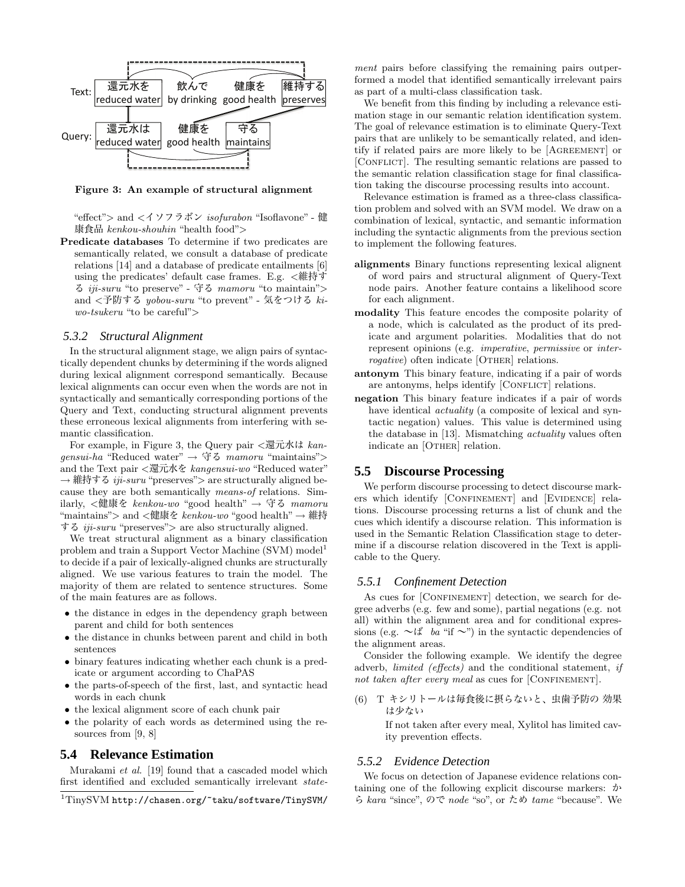Text: 還元水を reduced water | 飲んで by drinking | 健康を good health | 維持する preserves

Query: 還元水は reduced water | 健康を good health | 守る maintains

**Figure 3: An example of structural alignment**

"effect"> and <イソフラボン *isofurabon* "Isoflavone" - 健康食品 *kenkou-shouhin* "health food">

**Predicate databases** To determine if two predicates are semantically related, we consult a database of predicate relations [14] and a database of predicate entailments [6] using the predicates' default case frames. E.g. <維持する *iji-suru* "to preserve" - 守る *mamoru* "to maintain"> and <予防する *yobou-suru* "to prevent" - 気をつける *ki-wo-tsukeru* "to be careful">

### 5.3.2 Structural Alignment

In the structural alignment stage, we align pairs of syntactically dependent chunks by determining if the words aligned during lexical alignment correspond semantically. Because lexical alignments can occur even when the words are not in syntactically and semantically corresponding portions of the Query and Text, conducting structural alignment prevents these erroneous lexical alignments from interfering with semantic classification.

For example, in Figure 3, the Query pair <還元水は *kangensui-ha* "Reduced water" → 守る *mamoru* "maintains"> and the Text pair <還元水を *kangensui-wo* "Reduced water" → 維持する *iji-suru* "preserves"> are structurally aligned because they are both semantically *means-of* relations. Similarly, <健康を *kenkou-wo* "good health" → 守る *mamoru* "maintains"> and <健康を *kenkou-wo* "good health" → 維持する *iji-suru* "preserves"> are also structurally aligned.

We treat structural alignment as a binary classification problem and train a Support Vector Machine (SVM) model[1] to decide if a pair of lexically-aligned chunks are structurally aligned. We use various features to train the model. The majority of them are related to sentence structures. Some of the main features are as follows.

- the distance in edges in the dependency graph between parent and child for both sentences
- the distance in chunks between parent and child in both sentences
- binary features indicating whether each chunk is a predicate or argument according to ChaPAS
- the parts-of-speech of the first, last, and syntactic head words in each chunk
- the lexical alignment score of each chunk pair
- the polarity of each words as determined using the resources from [9, 8]

## 5.4 Relevance Estimation

Murakami *et al.* [19] found that a cascaded model which first identified and excluded semantically irrelevant *statement* pairs before classifying the remaining pairs outperformed a model that identified semantically irrelevant pairs as part of a multi-class classification task.

We benefit from this finding by including a relevance estimation stage in our semantic relation identification system. The goal of relevance estimation is to eliminate Query-Text pairs that are unlikely to be semantically related, and identify if related pairs are more likely to be [AGREEMENT] or [CONFLICT]. The resulting semantic relations are passed to the semantic relation classification stage for final classification taking the discourse processing results into account.

Relevance estimation is framed as a three-class classification problem and solved with an SVM model. We draw on a combination of lexical, syntactic, and semantic information including the syntactic alignments from the previous section to implement the following features.

**alignments** Binary functions representing lexical alignent of word pairs and structural alignment of Query-Text node pairs. Another feature contains a likelihood score for each alignment.

**modality** This feature encodes the composite polarity of a node, which is calculated as the product of its predicate and argument polarities. Modalities that do not represent opinions (e.g. *imperative*, *permissive* or *interrogative*) often indicate [OTHER] relations.

**antonym** This binary feature, indicating if a pair of words are antonyms, helps identify [CONFLICT] relations.

**negation** This binary feature indicates if a pair of words have identical *actuality* (a composite of lexical and syntactic negation) values. This value is determined using the database in [13]. Mismatching *actuality* values often indicate an [OTHER] relation.

## 5.5 Discourse Processing

We perform discourse processing to detect discourse markers which identify [CONFINEMENT] and [EVIDENCE] relations. Discourse processing returns a list of chunk and the cues which identify a discourse relation. This information is used in the Semantic Relation Classification stage to determine if a discourse relation discovered in the Text is applicable to the Query.

### 5.5.1 Confinement Detection

As cues for [CONFINEMENT] detection, we search for degree adverbs (e.g. few and some), partial negations (e.g. not all) within the alignment area and for conditional expressions (e.g. 〜ば *ba* "if 〜") in the syntactic dependencies of the alignment areas.

Consider the following example. We identify the degree adverb, *limited (effects)* and the conditional statement, *if not taken after every meal* as cues for [CONFINEMENT].

(6) T キシリトールは毎食後に摂らないと、虫歯予防の 効果は少ない

If not taken after every meal, Xylitol has limited cavity prevention effects.

### 5.5.2 Evidence Detection

We focus on detection of Japanese evidence relations containing one of the following explicit discourse markers: から *kara* "since", ので *node* "so", or ため *tame* "because". We

[1] TinySVM http://chasen.org/~taku/software/TinySVM/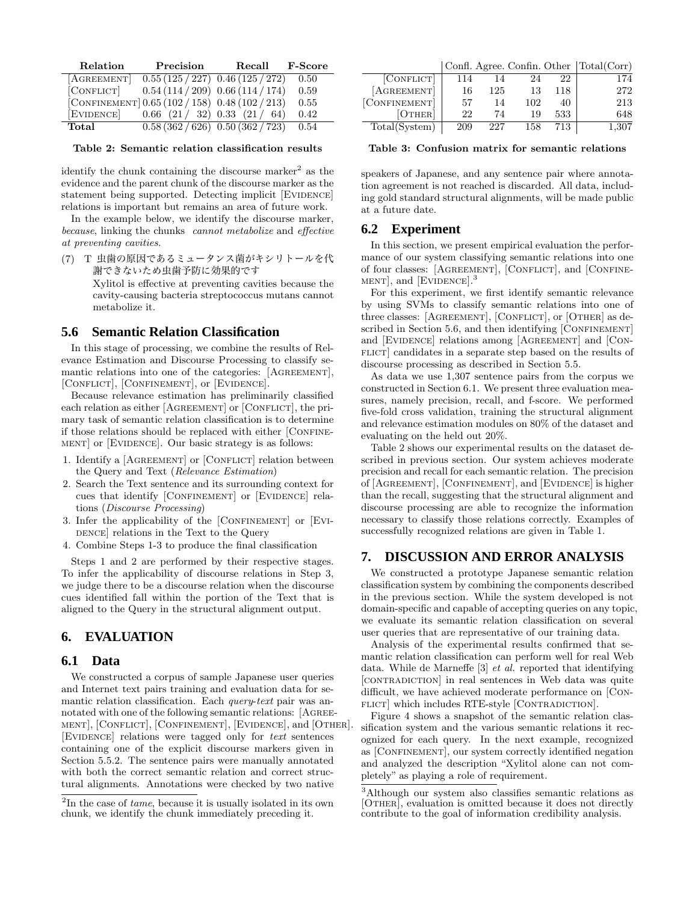| Relation | Precision | Recall | F-Score |
|---|---|---|---|
| [AGREEMENT] | 0.55 (125 / 227) | 0.46 (125 / 272) | 0.50 |
| [CONFLICT] | 0.54 (114 / 209) | 0.66 (114 / 174) | 0.59 |
| [CONFINEMENT] | 0.65 (102 / 158) | 0.48 (102 / 213) | 0.55 |
| [EVIDENCE] | 0.66 (21 / 32) | 0.33 (21 / 64) | 0.42 |
| **Total** | 0.58 (362 / 626) | 0.50 (362 / 723) | 0.54 |

**Table 2: Semantic relation classification results**

| | Confl. | Agree. | Confin. | Other | Total(Corr) |
|---|---|---|---|---|---|
| [CONFLICT] | 114 | 14 | 24 | 22 | 174 |
| [AGREEMENT] | 16 | 125 | 13 | 118 | 272 |
| [CONFINEMENT] | 57 | 14 | 102 | 40 | 213 |
| [OTHER] | 22 | 74 | 19 | 533 | 648 |
| Total(System) | 209 | 227 | 158 | 713 | 1,307 |

**Table 3: Confusion matrix for semantic relations**

identify the chunk containing the discourse marker[2] as the evidence and the parent chunk of the discourse marker as the statement being supported. Detecting implicit [EVIDENCE] relations is important but remains an area of future work.

In the example below, we identify the discourse marker, *because*, linking the chunks *cannot metabolize* and *effective at preventing cavities*.

(7) T 虫歯の原因であるミュータンス菌がキシリトールを代謝できないため虫歯予防に効果的です
Xylitol is effective at preventing cavities because the cavity-causing bacteria streptococcus mutans cannot metabolize it.

## 5.6 Semantic Relation Classification

In this stage of processing, we combine the results of Relevance Estimation and Discourse Processing to classify semantic relations into one of the categories: [AGREEMENT], [CONFLICT], [CONFINEMENT], or [EVIDENCE].

Because relevance estimation has preliminarily classified each relation as either [AGREEMENT] or [CONFLICT], the primary task of semantic relation classification is to determine if those relations should be replaced with either [CONFINEMENT] or [EVIDENCE]. Our basic strategy is as follows:

1. Identify a [AGREEMENT] or [CONFLICT] relation between the Query and Text (*Relevance Estimation*)
2. Search the Text sentence and its surrounding context for cues that identify [CONFINEMENT] or [EVIDENCE] relations (*Discourse Processing*)
3. Infer the applicability of the [CONFINEMENT] or [EVIDENCE] relations in the Text to the Query
4. Combine Steps 1-3 to produce the final classification

Steps 1 and 2 are performed by their respective stages. To infer the applicability of discourse relations in Step 3, we judge there to be a discourse relation when the discourse cues identified fall within the portion of the Text that is aligned to the Query in the structural alignment output.

# 6. EVALUATION

## 6.1 Data

We constructed a corpus of sample Japanese user queries and Internet text pairs training and evaluation data for semantic relation classification. Each *query-text* pair was annotated with one of the following semantic relations: [AGREEMENT], [CONFLICT], [CONFINEMENT], [EVIDENCE], and [OTHER]. [EVIDENCE] relations were tagged only for *text* sentences containing one of the explicit discourse markers given in Section 5.5.2. The sentence pairs were manually annotated with both the correct semantic relation and correct structural alignments. Annotations were checked by two native speakers of Japanese, and any sentence pair where annotation agreement is not reached is discarded. All data, including gold standard structural alignments, will be made public at a future date.

## 6.2 Experiment

In this section, we present empirical evaluation the performance of our system classifying semantic relations into one of four classes: [AGREEMENT], [CONFLICT], and [CONFINEMENT], and [EVIDENCE].[3]

For this experiment, we first identify semantic relevance by using SVMs to classify semantic relations into one of three classes: [AGREEMENT], [CONFLICT], or [OTHER] as described in Section 5.6, and then identifying [CONFINEMENT] and [EVIDENCE] relations among [AGREEMENT] and [CONFLICT] candidates in a separate step based on the results of discourse processing as described in Section 5.5.

As data we use 1,307 sentence pairs from the corpus we constructed in Section 6.1. We present three evaluation measures, namely precision, recall, and f-score. We performed five-fold cross validation, training the structural alignment and relevance estimation modules on 80% of the dataset and evaluating on the held out 20%.

Table 2 shows our experimental results on the dataset described in previous section. Our system achieves moderate precision and recall for each semantic relation. The precision of [AGREEMENT], [CONFINEMENT], and [EVIDENCE] is higher than the recall, suggesting that the structural alignment and discourse processing are able to recognize the information necessary to classify those relations correctly. Examples of successfully recognized relations are given in Table 1.

# 7. DISCUSSION AND ERROR ANALYSIS

We constructed a prototype Japanese semantic relation classification system by combining the components described in the previous section. While the system developed is not domain-specific and capable of accepting queries on any topic, we evaluate its semantic relation classification on several user queries that are representative of our training data.

Analysis of the experimental results confirmed that semantic relation classification can perform well for real Web data. While de Marneffe [3] *et al.* reported that identifying [CONTRADICTION] in real sentences in Web data was quite difficult, we have achieved moderate performance on [CONFLICT] which includes RTE-style [CONTRADICTION].

Figure 4 shows a snapshot of the semantic relation classification system and the various semantic relations it recognized for each query. In the next example, recognized as [CONFINEMENT], our system correctly identified negation and analyzed the description "Xylitol alone can not completely" as playing a role of requirement.

[2] In the case of *tame*, because it is usually isolated in its own chunk, we identify the chunk immediately preceding it.

[3] Although our system also classifies semantic relations as [OTHER], evaluation is omitted because it does not directly contribute to the goal of information credibility analysis.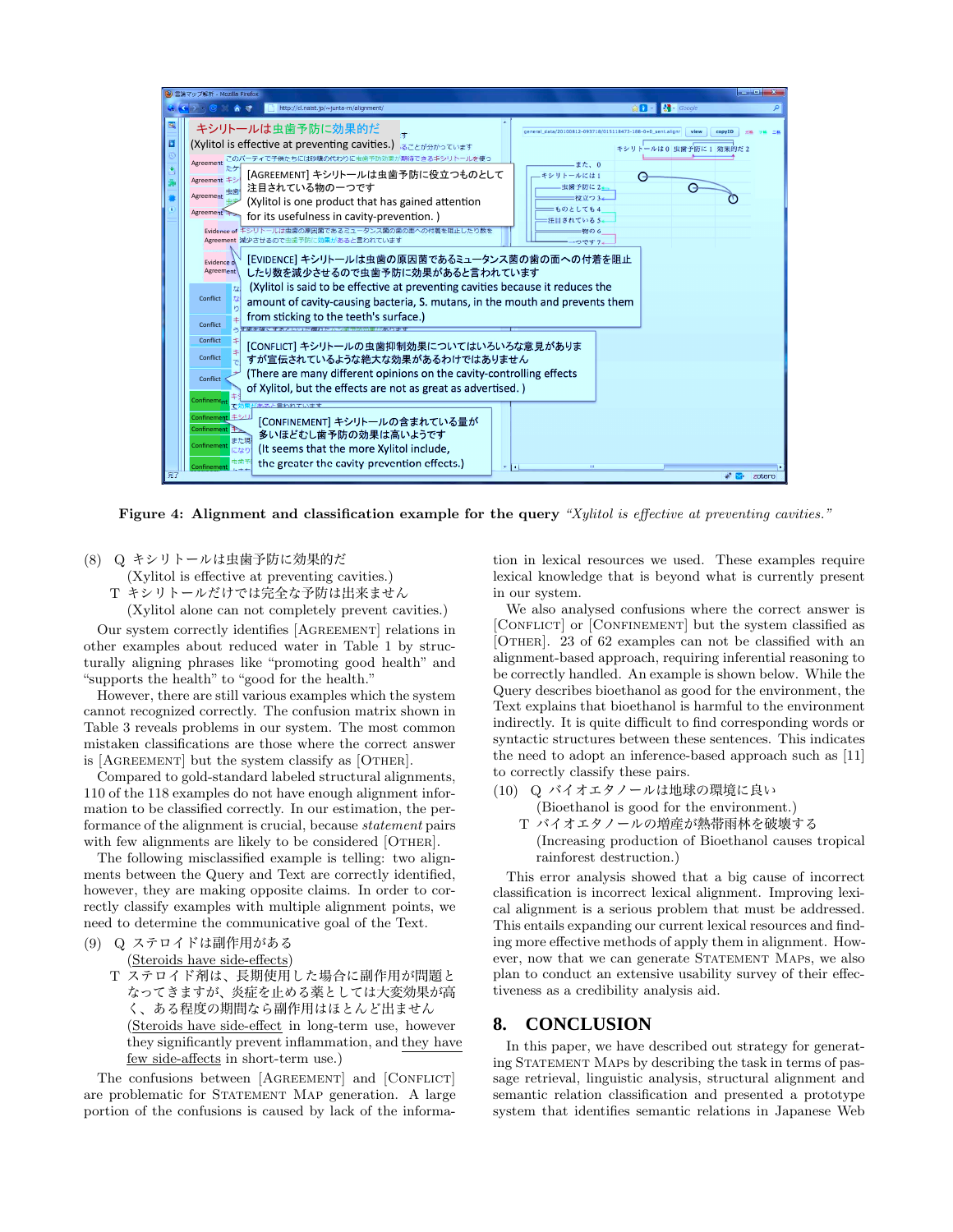**Figure 4: Alignment and classification example for the query** *"Xylitol is effective at preventing cavities."*

(8) Q キシリトールは虫歯予防に効果的だ
(Xylitol is effective at preventing cavities.)
T キシリトールだけでは完全な予防は出来ません
(Xylitol alone can not completely prevent cavities.)

Our system correctly identifies [AGREEMENT] relations in other examples about reduced water in Table 1 by structurally aligning phrases like "promoting good health" and "supports the health" to "good for the health."

However, there are still various examples which the system cannot recognized correctly. The confusion matrix shown in Table 3 reveals problems in our system. The most common mistaken classifications are those where the correct answer is [AGREEMENT] but the system classify as [OTHER].

Compared to gold-standard labeled structural alignments, 110 of the 118 examples do not have enough alignment information to be classified correctly. In our estimation, the performance of the alignment is crucial, because *statement* pairs with few alignments are likely to be considered [OTHER].

The following misclassified example is telling: two alignments between the Query and Text are correctly identified, however, they are making opposite claims. In order to correctly classify examples with multiple alignment points, we need to determine the communicative goal of the Text.

(9) Q ステロイドは副作用がある
(Steroids have side-effects)
T ステロイド剤は、長期使用した場合に副作用が問題となってきますが、炎症を止める薬としては大変効果が高く、ある程度の期間なら副作用はほとんど出ません
(Steroids have side-effect in long-term use, however they significantly prevent inflammation, and they have few side-affects in short-term use.)

The confusions between [AGREEMENT] and [CONFLICT] are problematic for STATEMENT MAP generation. A large portion of the confusions is caused by lack of the information in lexical resources we used. These examples require lexical knowledge that is beyond what is currently present in our system.

We also analysed confusions where the correct answer is [CONFLICT] or [CONFINEMENT] but the system classified as [OTHER]. 23 of 62 examples can not be classified with an alignment-based approach, requiring inferential reasoning to be correctly handled. An example is shown below. While the Query describes bioethanol as good for the environment, the Text explains that bioethanol is harmful to the environment indirectly. It is quite difficult to find corresponding words or syntactic structures between these sentences. This indicates the need to adopt an inference-based approach such as [11] to correctly classify these pairs.

(10) Q バイオエタノールは地球の環境に良い
(Bioethanol is good for the environment.)
T バイオエタノールの増産が熱帯雨林を破壊する
(Increasing production of Bioethanol causes tropical rainforest destruction.)

This error analysis showed that a big cause of incorrect classification is incorrect lexical alignment. Improving lexical alignment is a serious problem that must be addressed. This entails expanding our current lexical resources and finding more effective methods of apply them in alignment. However, now that we can generate STATEMENT MAPS, we also plan to conduct an extensive usability survey of their effectiveness as a credibility analysis aid.

## 8. CONCLUSION

In this paper, we have described out strategy for generating STATEMENT MAPS by describing the task in terms of passage retrieval, linguistic analysis, structural alignment and semantic relation classification and presented a prototype system that identifies semantic relations in Japanese Web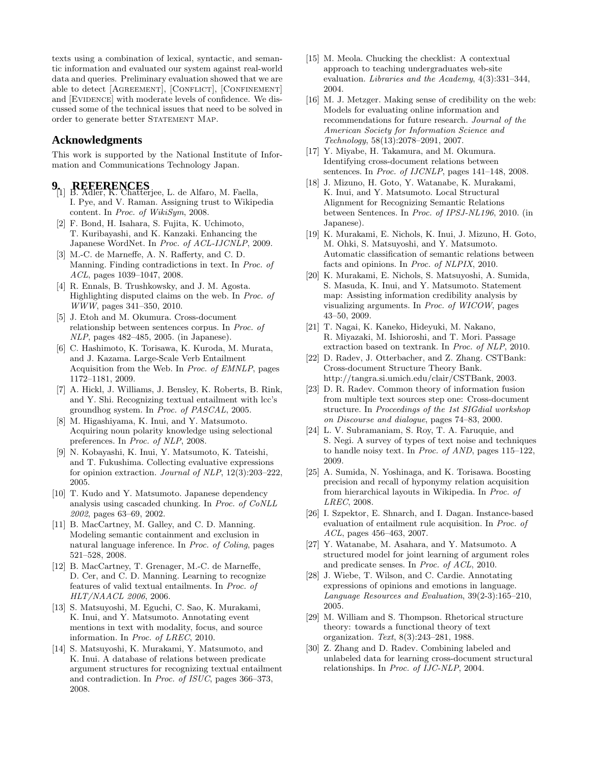texts using a combination of lexical, syntactic, and semantic information and evaluated our system against real-world data and queries. Preliminary evaluation showed that we are able to detect [AGREEMENT], [CONFLICT], [CONFINEMENT] and [EVIDENCE] with moderate levels of confidence. We discussed some of the technical issues that need to be solved in order to generate better STATEMENT MAP.

## Acknowledgments

This work is supported by the National Institute of Information and Communications Technology Japan.

## 9. REFERENCES

[1] B. Adler, K. Chatterjee, L. de Alfaro, M. Faella, I. Pye, and V. Raman. Assigning trust to Wikipedia content. In *Proc. of WikiSym*, 2008.

[2] F. Bond, H. Isahara, S. Fujita, K. Uchimoto, T. Kuribayashi, and K. Kanzaki. Enhancing the Japanese WordNet. In *Proc. of ACL-IJCNLP*, 2009.

[3] M.-C. de Marneffe, A. N. Rafferty, and C. D. Manning. Finding contradictions in text. In *Proc. of ACL*, pages 1039–1047, 2008.

[4] R. Ennals, B. Trushkowsky, and J. M. Agosta. Highlighting disputed claims on the web. In *Proc. of WWW*, pages 341–350, 2010.

[5] J. Etoh and M. Okumura. Cross-document relationship between sentences corpus. In *Proc. of NLP*, pages 482–485, 2005. (in Japanese).

[6] C. Hashimoto, K. Torisawa, K. Kuroda, M. Murata, and J. Kazama. Large-Scale Verb Entailment Acquisition from the Web. In *Proc. of EMNLP*, pages 1172–1181, 2009.

[7] A. Hickl, J. Williams, J. Bensley, K. Roberts, B. Rink, and Y. Shi. Recognizing textual entailment with lcc's groundhog system. In *Proc. of PASCAL*, 2005.

[8] M. Higashiyama, K. Inui, and Y. Matsumoto. Acquiring noun polarity knowledge using selectional preferences. In *Proc. of NLP*, 2008.

[9] N. Kobayashi, K. Inui, Y. Matsumoto, K. Tateishi, and T. Fukushima. Collecting evaluative expressions for opinion extraction. *Journal of NLP*, 12(3):203–222, 2005.

[10] T. Kudo and Y. Matsumoto. Japanese dependency analysis using cascaded chunking. In *Proc. of CoNLL 2002*, pages 63–69, 2002.

[11] B. MacCartney, M. Galley, and C. D. Manning. Modeling semantic containment and exclusion in natural language inference. In *Proc. of Coling*, pages 521–528, 2008.

[12] B. MacCartney, T. Grenager, M.-C. de Marneffe, D. Cer, and C. D. Manning. Learning to recognize features of valid textual entailments. In *Proc. of HLT/NAACL 2006*, 2006.

[13] S. Matsuyoshi, M. Eguchi, C. Sao, K. Murakami, K. Inui, and Y. Matsumoto. Annotating event mentions in text with modality, focus, and source information. In *Proc. of LREC*, 2010.

[14] S. Matsuyoshi, K. Murakami, Y. Matsumoto, and K. Inui. A database of relations between predicate argument structures for recognizing textual entailment and contradiction. In *Proc. of ISUC*, pages 366–373, 2008.

[15] M. Meola. Chucking the checklist: A contextual approach to teaching undergraduates web-site evaluation. *Libraries and the Academy*, 4(3):331–344, 2004.

[16] M. J. Metzger. Making sense of credibility on the web: Models for evaluating online information and recommendations for future research. *Journal of the American Society for Information Science and Technology*, 58(13):2078–2091, 2007.

[17] Y. Miyabe, H. Takamura, and M. Okumura. Identifying cross-document relations between sentences. In *Proc. of IJCNLP*, pages 141–148, 2008.

[18] J. Mizuno, H. Goto, Y. Watanabe, K. Murakami, K. Inui, and Y. Matsumoto. Local Structural Alignment for Recognizing Semantic Relations between Sentences. In *Proc. of IPSJ-NL196*, 2010. (in Japanese).

[19] K. Murakami, E. Nichols, K. Inui, J. Mizuno, H. Goto, M. Ohki, S. Matsuyoshi, and Y. Matsumoto. Automatic classification of semantic relations between facts and opinions. In *Proc. of NLPIX*, 2010.

[20] K. Murakami, E. Nichols, S. Matsuyoshi, A. Sumida, S. Masuda, K. Inui, and Y. Matsumoto. Statement map: Assisting information credibility analysis by visualizing arguments. In *Proc. of WICOW*, pages 43–50, 2009.

[21] T. Nagai, K. Kaneko, Hideyuki, M. Nakano, R. Miyazaki, M. Ishioroshi, and T. Mori. Passage extraction based on textrank. In *Proc. of NLP*, 2010.

[22] D. Radev, J. Otterbacher, and Z. Zhang. CSTBank: Cross-document Structure Theory Bank. http://tangra.si.umich.edu/clair/CSTBank, 2003.

[23] D. R. Radev. Common theory of information fusion from multiple text sources step one: Cross-document structure. In *Proceedings of the 1st SIGdial workshop on Discourse and dialogue*, pages 74–83, 2000.

[24] L. V. Subramaniam, S. Roy, T. A. Faruquie, and S. Negi. A survey of types of text noise and techniques to handle noisy text. In *Proc. of AND*, pages 115–122, 2009.

[25] A. Sumida, N. Yoshinaga, and K. Torisawa. Boosting precision and recall of hyponymy relation acquisition from hierarchical layouts in Wikipedia. In *Proc. of LREC*, 2008.

[26] I. Szpektor, E. Shnarch, and I. Dagan. Instance-based evaluation of entailment rule acquisition. In *Proc. of ACL*, pages 456–463, 2007.

[27] Y. Watanabe, M. Asahara, and Y. Matsumoto. A structured model for joint learning of argument roles and predicate senses. In *Proc. of ACL*, 2010.

[28] J. Wiebe, T. Wilson, and C. Cardie. Annotating expressions of opinions and emotions in language. *Language Resources and Evaluation*, 39(2-3):165–210, 2005.

[29] M. William and S. Thompson. Rhetorical structure theory: towards a functional theory of text organization. *Text*, 8(3):243–281, 1988.

[30] Z. Zhang and D. Radev. Combining labeled and unlabeled data for learning cross-document structural relationships. In *Proc. of IJC-NLP*, 2004.